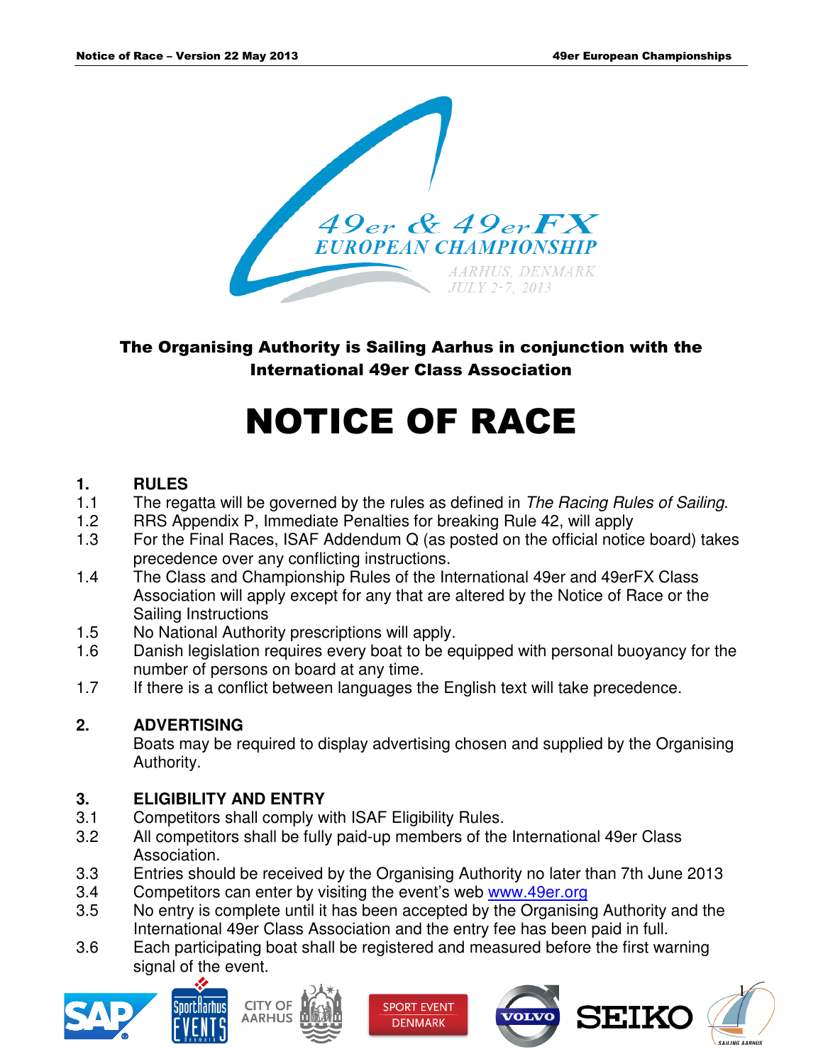49er & 49erFX EUROPEAN CHAMPIONSHIP
AARHUS, DENMARK
JULY 2-7, 2013

**The Organising Authority is Sailing Aarhus in conjunction with the International 49er Class Association**

# NOTICE OF RACE

## 1. RULES

1.1 The regatta will be governed by the rules as defined in *The Racing Rules of Sailing*.

1.2 RRS Appendix P, Immediate Penalties for breaking Rule 42, will apply

1.3 For the Final Races, ISAF Addendum Q (as posted on the official notice board) takes precedence over any conflicting instructions.

1.4 The Class and Championship Rules of the International 49er and 49erFX Class Association will apply except for any that are altered by the Notice of Race or the Sailing Instructions

1.5 No National Authority prescriptions will apply.

1.6 Danish legislation requires every boat to be equipped with personal buoyancy for the number of persons on board at any time.

1.7 If there is a conflict between languages the English text will take precedence.

## 2. ADVERTISING

Boats may be required to display advertising chosen and supplied by the Organising Authority.

## 3. ELIGIBILITY AND ENTRY

3.1 Competitors shall comply with ISAF Eligibility Rules.

3.2 All competitors shall be fully paid-up members of the International 49er Class Association.

3.3 Entries should be received by the Organising Authority no later than 7th June 2013

3.4 Competitors can enter by visiting the event's web www.49er.org

3.5 No entry is complete until it has been accepted by the Organising Authority and the International 49er Class Association and the entry fee has been paid in full.

3.6 Each participating boat shall be registered and measured before the first warning signal of the event.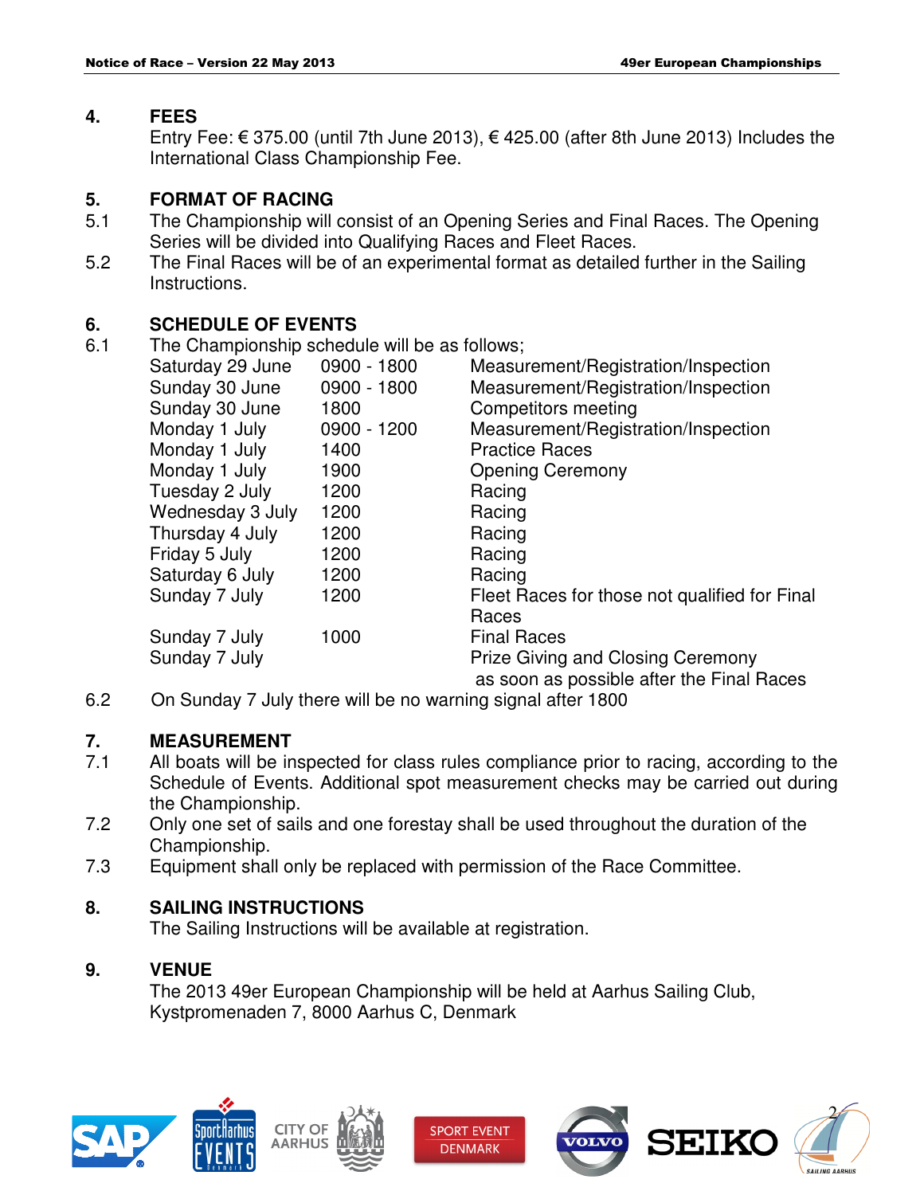## 4. FEES

Entry Fee: € 375.00 (until 7th June 2013), € 425.00 (after 8th June 2013) Includes the International Class Championship Fee.

## 5. FORMAT OF RACING

5.1 The Championship will consist of an Opening Series and Final Races. The Opening Series will be divided into Qualifying Races and Fleet Races.

5.2 The Final Races will be of an experimental format as detailed further in the Sailing Instructions.

## 6. SCHEDULE OF EVENTS

6.1 The Championship schedule will be as follows;

| | | |
|---|---|---|
| Saturday 29 June | 0900 - 1800 | Measurement/Registration/Inspection |
| Sunday 30 June | 0900 - 1800 | Measurement/Registration/Inspection |
| Sunday 30 June | 1800 | Competitors meeting |
| Monday 1 July | 0900 - 1200 | Measurement/Registration/Inspection |
| Monday 1 July | 1400 | Practice Races |
| Monday 1 July | 1900 | Opening Ceremony |
| Tuesday 2 July | 1200 | Racing |
| Wednesday 3 July | 1200 | Racing |
| Thursday 4 July | 1200 | Racing |
| Friday 5 July | 1200 | Racing |
| Saturday 6 July | 1200 | Racing |
| Sunday 7 July | 1200 | Fleet Races for those not qualified for Final Races |
| Sunday 7 July | 1000 | Final Races |
| Sunday 7 July | | Prize Giving and Closing Ceremony as soon as possible after the Final Races |

6.2 On Sunday 7 July there will be no warning signal after 1800

## 7. MEASUREMENT

7.1 All boats will be inspected for class rules compliance prior to racing, according to the Schedule of Events. Additional spot measurement checks may be carried out during the Championship.

7.2 Only one set of sails and one forestay shall be used throughout the duration of the Championship.

7.3 Equipment shall only be replaced with permission of the Race Committee.

## 8. SAILING INSTRUCTIONS

The Sailing Instructions will be available at registration.

## 9. VENUE

The 2013 49er European Championship will be held at Aarhus Sailing Club, Kystpromenaden 7, 8000 Aarhus C, Denmark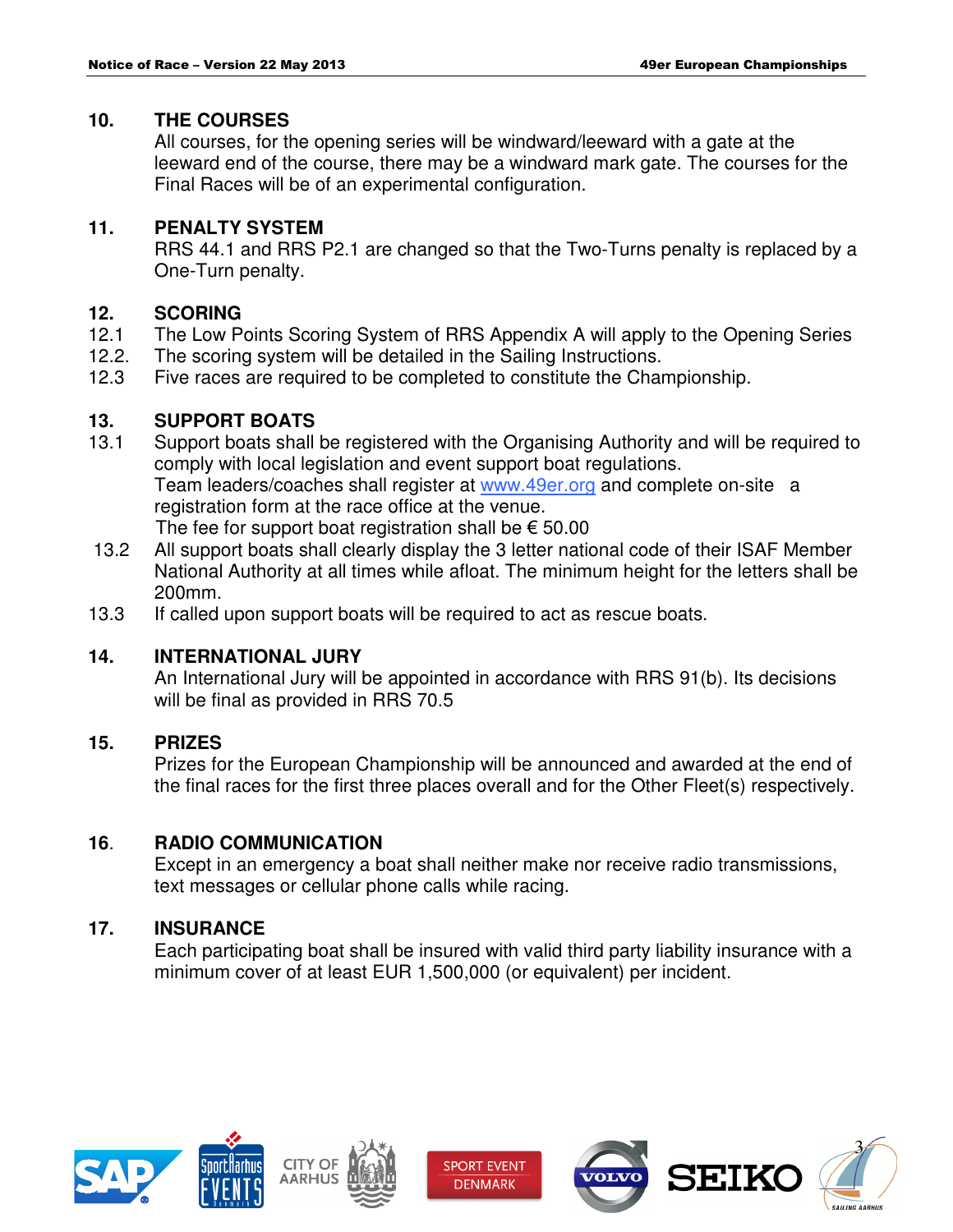## 10. THE COURSES

All courses, for the opening series will be windward/leeward with a gate at the leeward end of the course, there may be a windward mark gate. The courses for the Final Races will be of an experimental configuration.

## 11. PENALTY SYSTEM

RRS 44.1 and RRS P2.1 are changed so that the Two-Turns penalty is replaced by a One-Turn penalty.

## 12. SCORING

12.1 The Low Points Scoring System of RRS Appendix A will apply to the Opening Series

12.2. The scoring system will be detailed in the Sailing Instructions.

12.3 Five races are required to be completed to constitute the Championship.

## 13. SUPPORT BOATS

13.1 Support boats shall be registered with the Organising Authority and will be required to comply with local legislation and event support boat regulations.
Team leaders/coaches shall register at www.49er.org and complete on-site a registration form at the race office at the venue.
The fee for support boat registration shall be € 50.00

13.2 All support boats shall clearly display the 3 letter national code of their ISAF Member National Authority at all times while afloat. The minimum height for the letters shall be 200mm.

13.3 If called upon support boats will be required to act as rescue boats.

## 14. INTERNATIONAL JURY

An International Jury will be appointed in accordance with RRS 91(b). Its decisions will be final as provided in RRS 70.5

## 15. PRIZES

Prizes for the European Championship will be announced and awarded at the end of the final races for the first three places overall and for the Other Fleet(s) respectively.

## 16. RADIO COMMUNICATION

Except in an emergency a boat shall neither make nor receive radio transmissions, text messages or cellular phone calls while racing.

## 17. INSURANCE

Each participating boat shall be insured with valid third party liability insurance with a minimum cover of at least EUR 1,500,000 (or equivalent) per incident.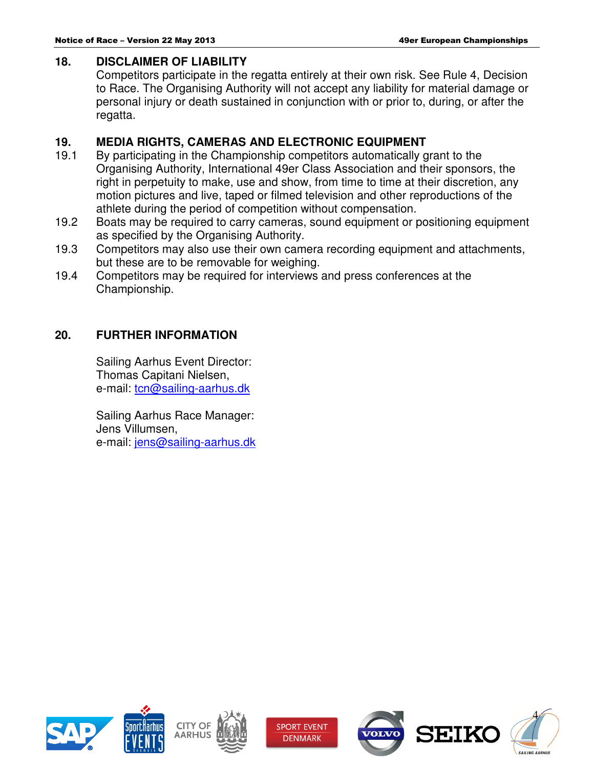## 18. DISCLAIMER OF LIABILITY

Competitors participate in the regatta entirely at their own risk. See Rule 4, Decision to Race. The Organising Authority will not accept any liability for material damage or personal injury or death sustained in conjunction with or prior to, during, or after the regatta.

## 19. MEDIA RIGHTS, CAMERAS AND ELECTRONIC EQUIPMENT

19.1 By participating in the Championship competitors automatically grant to the Organising Authority, International 49er Class Association and their sponsors, the right in perpetuity to make, use and show, from time to time at their discretion, any motion pictures and live, taped or filmed television and other reproductions of the athlete during the period of competition without compensation.

19.2 Boats may be required to carry cameras, sound equipment or positioning equipment as specified by the Organising Authority.

19.3 Competitors may also use their own camera recording equipment and attachments, but these are to be removable for weighing.

19.4 Competitors may be required for interviews and press conferences at the Championship.

## 20. FURTHER INFORMATION

Sailing Aarhus Event Director:
Thomas Capitani Nielsen,
e-mail: tcn@sailing-aarhus.dk

Sailing Aarhus Race Manager:
Jens Villumsen,
e-mail: jens@sailing-aarhus.dk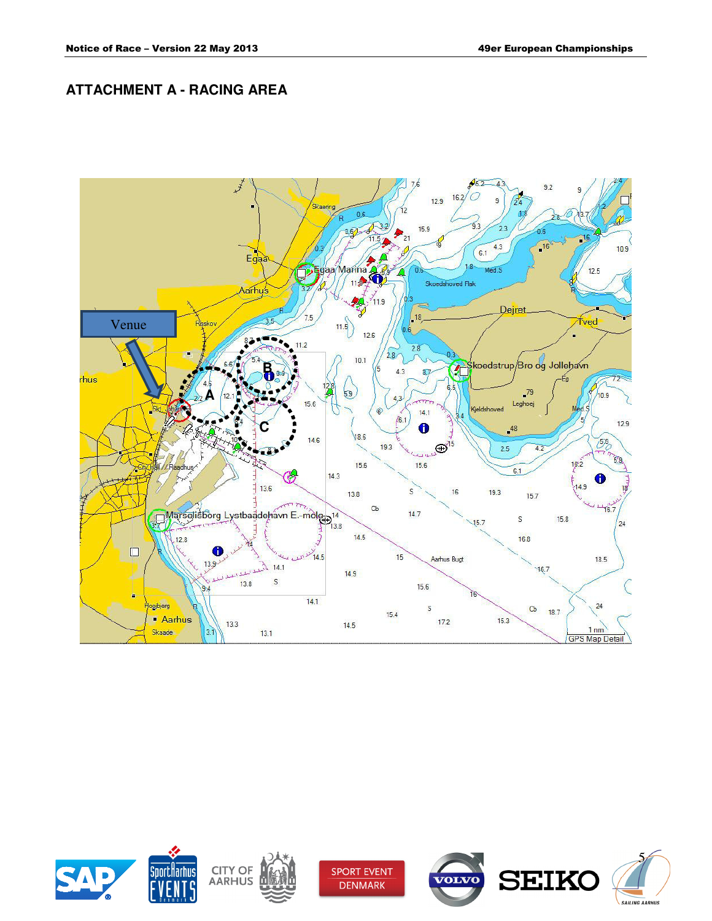## ATTACHMENT A - RACING AREA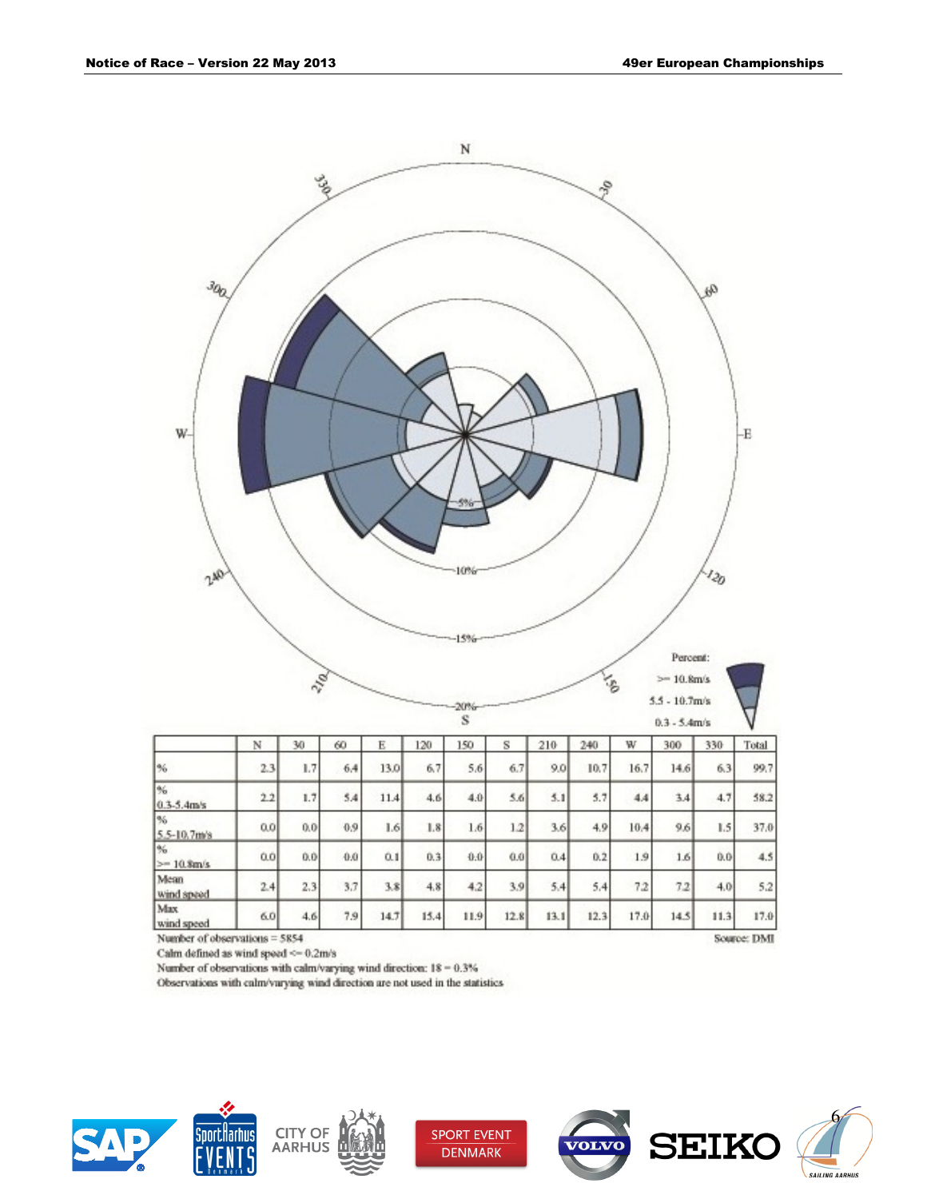N

330

30

300

60

W

E

240

120

210

150

S

5%

10%

15%

20%

Percent:

>= 10.8m/s

5.5 - 10.7m/s

0.3 - 5.4m/s

| | N | 30 | 60 | E | 120 | 150 | S | 210 | 240 | W | 300 | 330 | Total |
|---|---|---|---|---|---|---|---|---|---|---|---|---|---|
| % | 2.3 | 1.7 | 6.4 | 13.0 | 6.7 | 5.6 | 6.7 | 9.0 | 10.7 | 16.7 | 14.6 | 6.3 | 99.7 |
| % 0.3-5.4m/s | 2.2 | 1.7 | 5.4 | 11.4 | 4.6 | 4.0 | 5.6 | 5.1 | 5.7 | 4.4 | 3.4 | 4.7 | 58.2 |
| % 5.5-10.7m/s | 0.0 | 0.0 | 0.9 | 1.6 | 1.8 | 1.6 | 1.2 | 3.6 | 4.9 | 10.4 | 9.6 | 1.5 | 37.0 |
| % >= 10.8m/s | 0.0 | 0.0 | 0.0 | 0.1 | 0.3 | 0.0 | 0.0 | 0.4 | 0.2 | 1.9 | 1.6 | 0.0 | 4.5 |
| Mean wind speed | 2.4 | 2.3 | 3.7 | 3.8 | 4.8 | 4.2 | 3.9 | 5.4 | 5.4 | 7.2 | 7.2 | 4.0 | 5.2 |
| Max wind speed | 6.0 | 4.6 | 7.9 | 14.7 | 15.4 | 11.9 | 12.8 | 13.1 | 12.3 | 17.0 | 14.5 | 11.3 | 17.0 |

Number of observations = 5854

Source: DMI

Calm defined as wind speed <= 0.2m/s

Number of observations with calm/varying wind direction: 18 = 0.3%

Observations with calm/varying wind direction are not used in the statistics